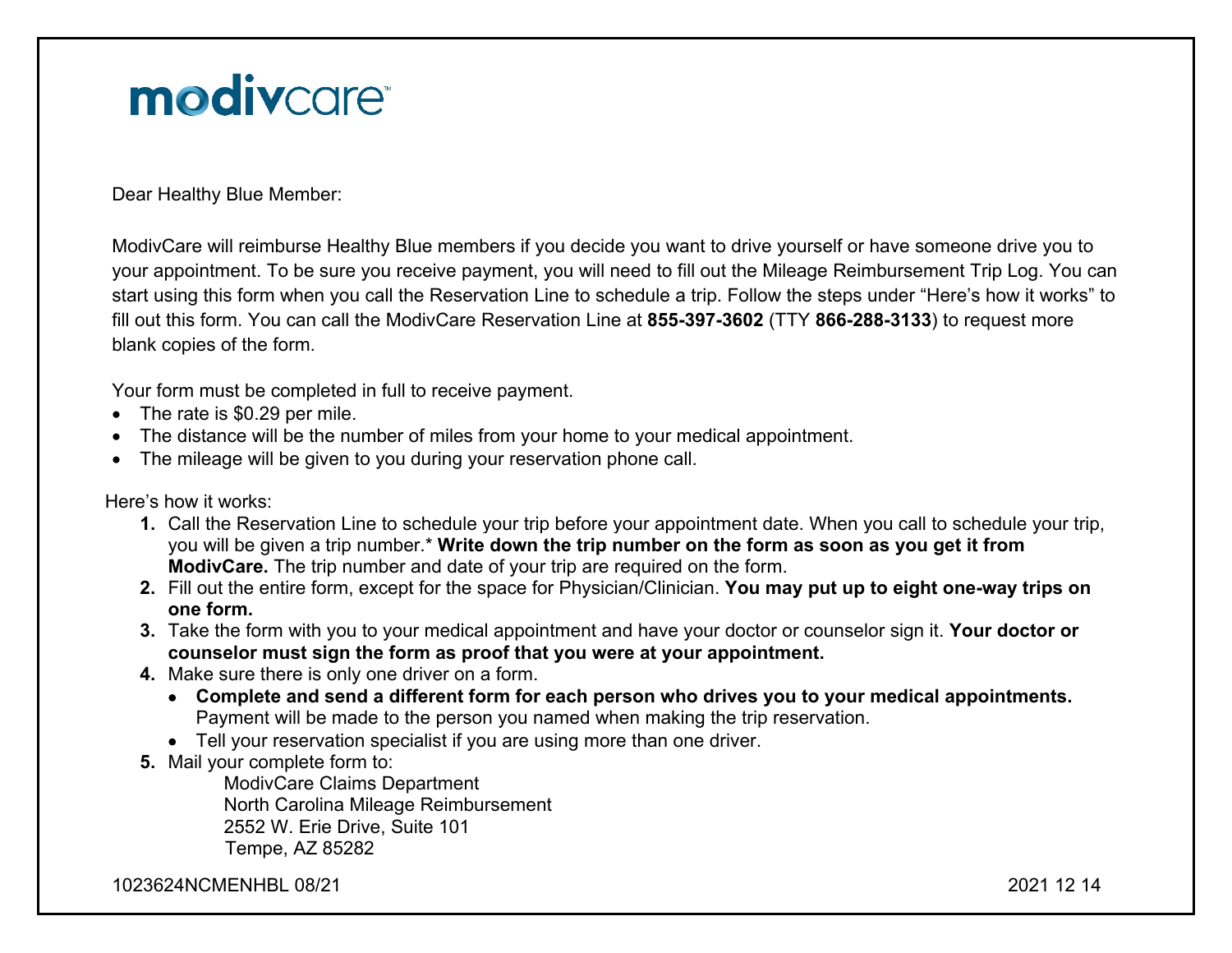**modivcare**™

Dear Healthy Blue Member:

ModivCare will reimburse Healthy Blue members if you decide you want to drive yourself or have someone drive you to your appointment. To be sure you receive payment, you will need to fill out the Mileage Reimbursement Trip Log. You can start using this form when you call the Reservation Line to schedule a trip. Follow the steps under "Here's how it works" to fill out this form. You can call the ModivCare Reservation Line at **855-397-3602** (TTY **866-288-3133**) to request more blank copies of the form.

Your form must be completed in full to receive payment.

- The rate is $0.29 per mile.
- The distance will be the number of miles from your home to your medical appointment.
- The mileage will be given to you during your reservation phone call.

Here's how it works:

1. Call the Reservation Line to schedule your trip before your appointment date. When you call to schedule your trip, you will be given a trip number.* **Write down the trip number on the form as soon as you get it from ModivCare.** The trip number and date of your trip are required on the form.
2. Fill out the entire form, except for the space for Physician/Clinician. **You may put up to eight one-way trips on one form.**
3. Take the form with you to your medical appointment and have your doctor or counselor sign it. **Your doctor or counselor must sign the form as proof that you were at your appointment.**
4. Make sure there is only one driver on a form.
   - **Complete and send a different form for each person who drives you to your medical appointments.** Payment will be made to the person you named when making the trip reservation.
   - Tell your reservation specialist if you are using more than one driver.
5. Mail your complete form to:

   ModivCare Claims Department
   North Carolina Mileage Reimbursement
   2552 W. Erie Drive, Suite 101
   Tempe, AZ 85282

1023624NCMENHBL 08/21 2021 12 14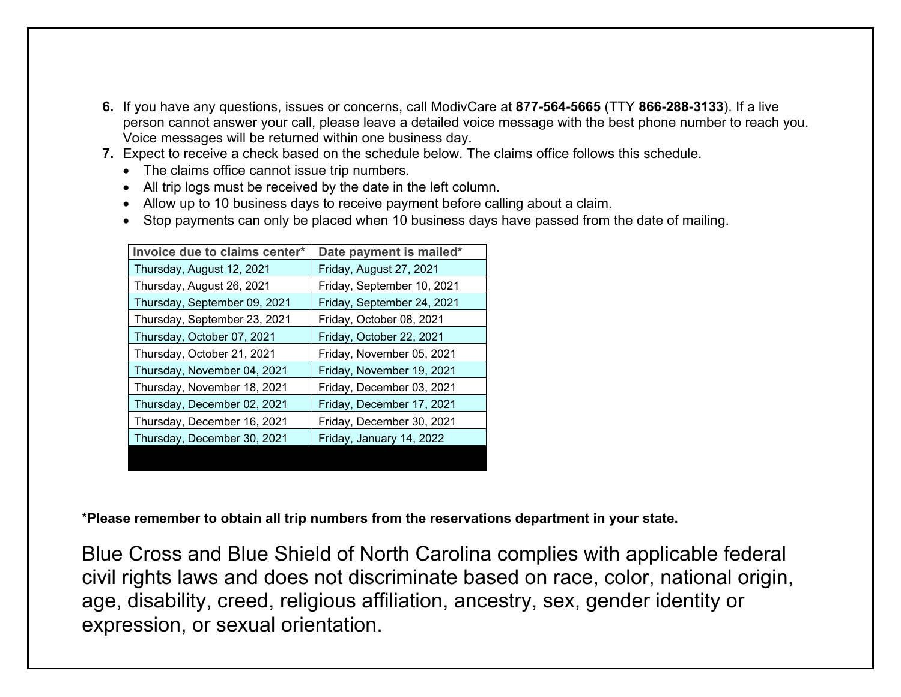6. If you have any questions, issues or concerns, call ModivCare at **877-564-5665** (TTY **866-288-3133**). If a live person cannot answer your call, please leave a detailed voice message with the best phone number to reach you. Voice messages will be returned within one business day.
7. Expect to receive a check based on the schedule below. The claims office follows this schedule.
   - The claims office cannot issue trip numbers.
   - All trip logs must be received by the date in the left column.
   - Allow up to 10 business days to receive payment before calling about a claim.
   - Stop payments can only be placed when 10 business days have passed from the date of mailing.

| Invoice due to claims center* | Date payment is mailed* |
|---|---|
| Thursday, August 12, 2021 | Friday, August 27, 2021 |
| Thursday, August 26, 2021 | Friday, September 10, 2021 |
| Thursday, September 09, 2021 | Friday, September 24, 2021 |
| Thursday, September 23, 2021 | Friday, October 08, 2021 |
| Thursday, October 07, 2021 | Friday, October 22, 2021 |
| Thursday, October 21, 2021 | Friday, November 05, 2021 |
| Thursday, November 04, 2021 | Friday, November 19, 2021 |
| Thursday, November 18, 2021 | Friday, December 03, 2021 |
| Thursday, December 02, 2021 | Friday, December 17, 2021 |
| Thursday, December 16, 2021 | Friday, December 30, 2021 |
| Thursday, December 30, 2021 | Friday, January 14, 2022 |

*__Please remember to obtain all trip numbers from the reservations department in your state.__

Blue Cross and Blue Shield of North Carolina complies with applicable federal civil rights laws and does not discriminate based on race, color, national origin, age, disability, creed, religious affiliation, ancestry, sex, gender identity or expression, or sexual orientation.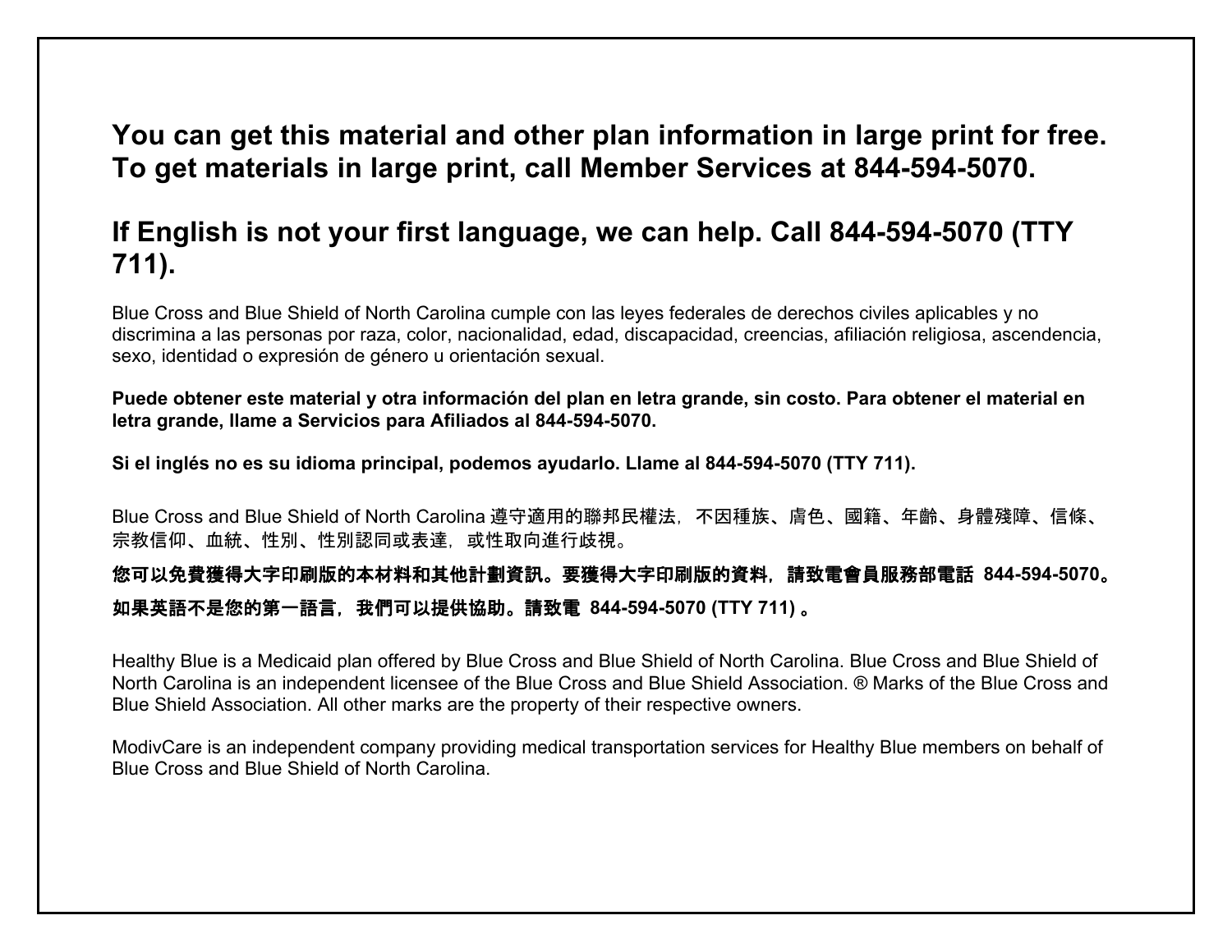**You can get this material and other plan information in large print for free. To get materials in large print, call Member Services at 844-594-5070.**

**If English is not your first language, we can help. Call 844-594-5070 (TTY 711).**

Blue Cross and Blue Shield of North Carolina cumple con las leyes federales de derechos civiles aplicables y no discrimina a las personas por raza, color, nacionalidad, edad, discapacidad, creencias, afiliación religiosa, ascendencia, sexo, identidad o expresión de género u orientación sexual.

**Puede obtener este material y otra información del plan en letra grande, sin costo. Para obtener el material en letra grande, llame a Servicios para Afiliados al 844-594-5070.**

**Si el inglés no es su idioma principal, podemos ayudarlo. Llame al 844-594-5070 (TTY 711).**

Blue Cross and Blue Shield of North Carolina 遵守適用的聯邦民權法，不因種族、膚色、國籍、年齡、身體殘障、信條、宗教信仰、血統、性別、性別認同或表達，或性取向進行歧視。

**您可以免費獲得大字印刷版的本材料和其他計劃資訊。要獲得大字印刷版的資料，請致電會員服務部電話 844-594-5070。**

**如果英語不是您的第一語言，我們可以提供協助。請致電 844-594-5070 (TTY 711) 。**

Healthy Blue is a Medicaid plan offered by Blue Cross and Blue Shield of North Carolina. Blue Cross and Blue Shield of North Carolina is an independent licensee of the Blue Cross and Blue Shield Association. ® Marks of the Blue Cross and Blue Shield Association. All other marks are the property of their respective owners.

ModivCare is an independent company providing medical transportation services for Healthy Blue members on behalf of Blue Cross and Blue Shield of North Carolina.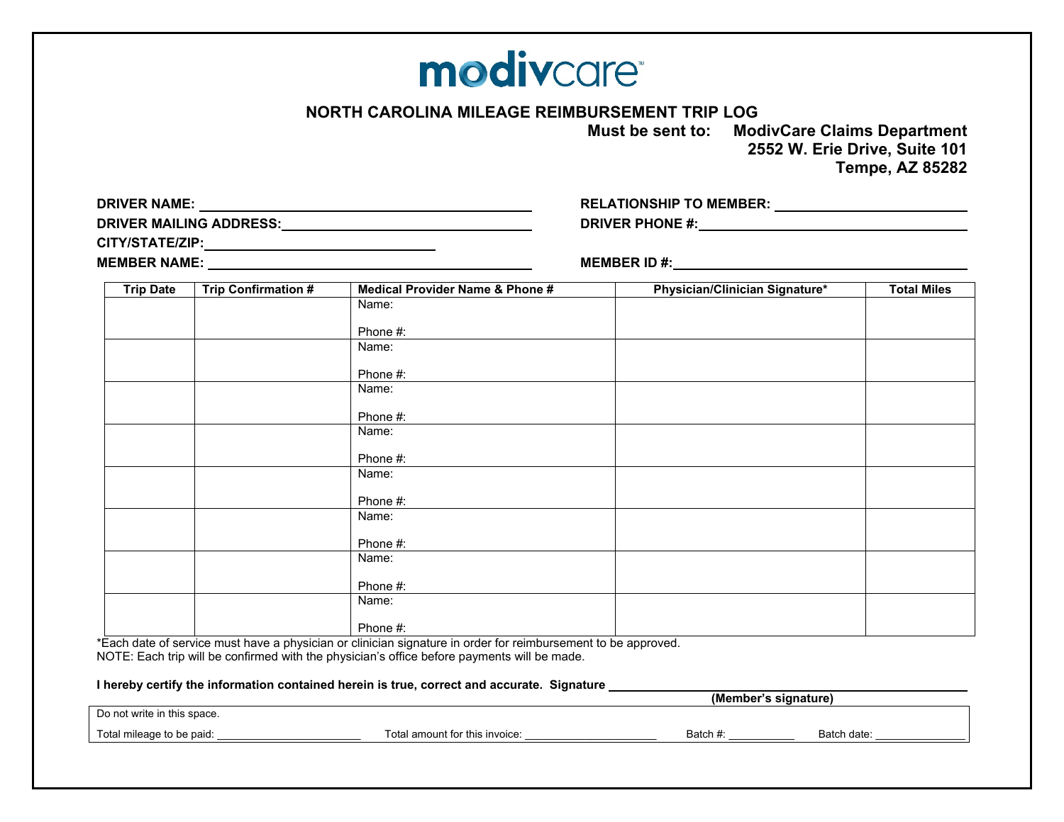modivcare™

# NORTH CAROLINA MILEAGE REIMBURSEMENT TRIP LOG

**Must be sent to: ModivCare Claims Department**
**2552 W. Erie Drive, Suite 101**
**Tempe, AZ 85282**

**DRIVER NAME:** ______________________ **RELATIONSHIP TO MEMBER:** ______________________

**DRIVER MAILING ADDRESS:** ______________________ **DRIVER PHONE #:** ______________________

**CITY/STATE/ZIP:** ______________________

**MEMBER NAME:** ______________________ **MEMBER ID #:** ______________________

| Trip Date | Trip Confirmation # | Medical Provider Name & Phone # | Physician/Clinician Signature* | Total Miles |
|---|---|---|---|---|
| | | Name:<br><br>Phone #: | | |
| | | Name:<br><br>Phone #: | | |
| | | Name:<br><br>Phone #: | | |
| | | Name:<br><br>Phone #: | | |
| | | Name:<br><br>Phone #: | | |
| | | Name:<br><br>Phone #: | | |
| | | Name:<br><br>Phone #: | | |
| | | Name:<br><br>Phone #: | | |

*Each date of service must have a physician or clinician signature in order for reimbursement to be approved.
NOTE: Each trip will be confirmed with the physician's office before payments will be made.

**I hereby certify the information contained herein is true, correct and accurate. Signature** ______________________
**(Member's signature)**

Do not write in this space.

Total mileage to be paid: ______________ Total amount for this invoice: ______________ Batch #: __________ Batch date: __________